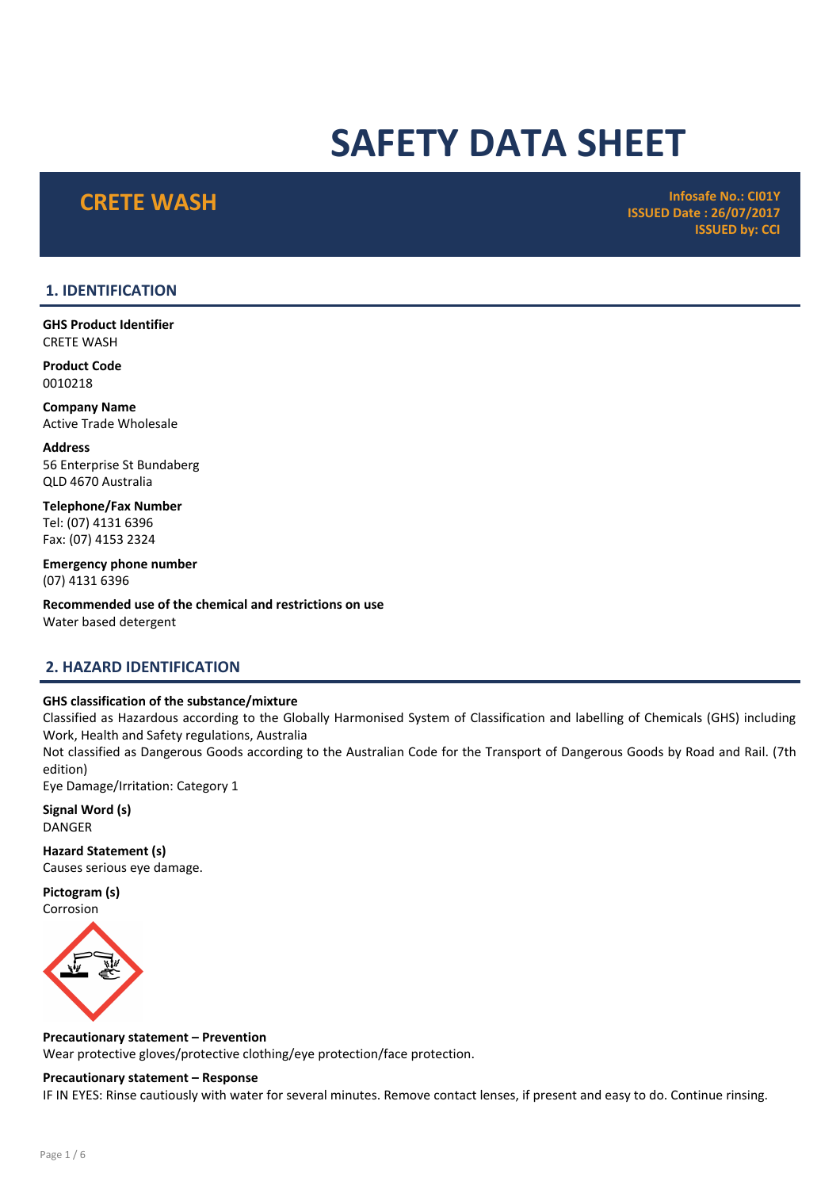# SAFETY DATA SHEET

## CRETE WASH

**Infosafe No.: CI01Y**
**ISSUED Date : 26/07/2017**
**ISSUED by: CCI**

## 1. IDENTIFICATION

**GHS Product Identifier**
CRETE WASH

**Product Code**
0010218

**Company Name**
Active Trade Wholesale

**Address**
56 Enterprise St Bundaberg
QLD 4670 Australia

**Telephone/Fax Number**
Tel: (07) 4131 6396
Fax: (07) 4153 2324

**Emergency phone number**
(07) 4131 6396

**Recommended use of the chemical and restrictions on use**
Water based detergent

## 2. HAZARD IDENTIFICATION

**GHS classification of the substance/mixture**
Classified as Hazardous according to the Globally Harmonised System of Classification and labelling of Chemicals (GHS) including Work, Health and Safety regulations, Australia
Not classified as Dangerous Goods according to the Australian Code for the Transport of Dangerous Goods by Road and Rail. (7th edition)
Eye Damage/Irritation: Category 1

**Signal Word (s)**
DANGER

**Hazard Statement (s)**
Causes serious eye damage.

**Pictogram (s)**
Corrosion

**Precautionary statement – Prevention**
Wear protective gloves/protective clothing/eye protection/face protection.

**Precautionary statement – Response**
IF IN EYES: Rinse cautiously with water for several minutes. Remove contact lenses, if present and easy to do. Continue rinsing.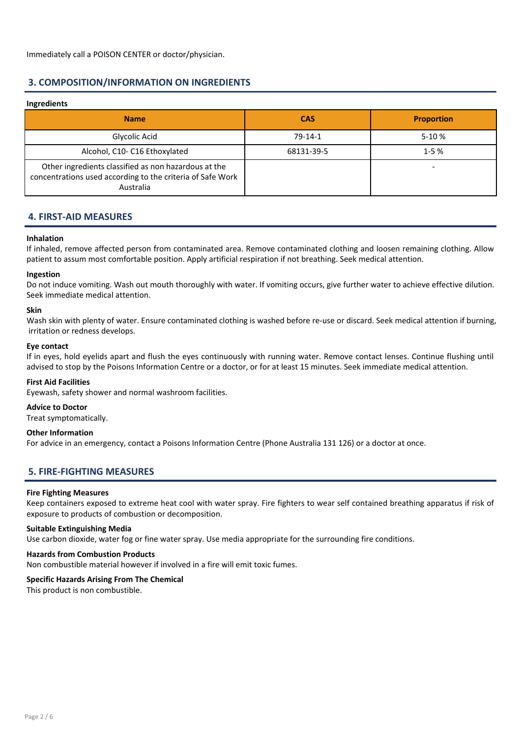Immediately call a POISON CENTER or doctor/physician.

## 3. COMPOSITION/INFORMATION ON INGREDIENTS

**Ingredients**

| Name | CAS | Proportion |
|---|---|---|
| Glycolic Acid | 79-14-1 | 5-10 % |
| Alcohol, C10- C16 Ethoxylated | 68131-39-5 | 1-5 % |
| Other ingredients classified as non hazardous at the concentrations used according to the criteria of Safe Work Australia | | - |

## 4. FIRST-AID MEASURES

**Inhalation**

If inhaled, remove affected person from contaminated area. Remove contaminated clothing and loosen remaining clothing. Allow patient to assum most comfortable position. Apply artificial respiration if not breathing. Seek medical attention.

**Ingestion**

Do not induce vomiting. Wash out mouth thoroughly with water. If vomiting occurs, give further water to achieve effective dilution. Seek immediate medical attention.

**Skin**

Wash skin with plenty of water. Ensure contaminated clothing is washed before re-use or discard. Seek medical attention if burning, irritation or redness develops.

**Eye contact**

If in eyes, hold eyelids apart and flush the eyes continuously with running water. Remove contact lenses. Continue flushing until advised to stop by the Poisons Information Centre or a doctor, or for at least 15 minutes. Seek immediate medical attention.

**First Aid Facilities**

Eyewash, safety shower and normal washroom facilities.

**Advice to Doctor**

Treat symptomatically.

**Other Information**

For advice in an emergency, contact a Poisons Information Centre (Phone Australia 131 126) or a doctor at once.

## 5. FIRE-FIGHTING MEASURES

**Fire Fighting Measures**

Keep containers exposed to extreme heat cool with water spray. Fire fighters to wear self contained breathing apparatus if risk of exposure to products of combustion or decomposition.

**Suitable Extinguishing Media**

Use carbon dioxide, water fog or fine water spray. Use media appropriate for the surrounding fire conditions.

**Hazards from Combustion Products**

Non combustible material however if involved in a fire will emit toxic fumes.

**Specific Hazards Arising From The Chemical**

This product is non combustible.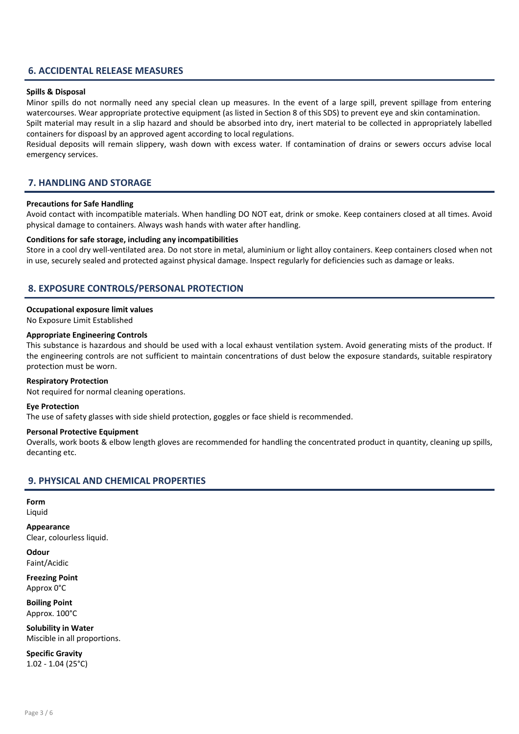## 6. ACCIDENTAL RELEASE MEASURES

**Spills & Disposal**

Minor spills do not normally need any special clean up measures. In the event of a large spill, prevent spillage from entering watercourses. Wear appropriate protective equipment (as listed in Section 8 of this SDS) to prevent eye and skin contamination.
Spilt material may result in a slip hazard and should be absorbed into dry, inert material to be collected in appropriately labelled containers for disposasl by an approved agent according to local regulations.
Residual deposits will remain slippery, wash down with excess water. If contamination of drains or sewers occurs advise local emergency services.

## 7. HANDLING AND STORAGE

**Precautions for Safe Handling**

Avoid contact with incompatible materials. When handling DO NOT eat, drink or smoke. Keep containers closed at all times. Avoid physical damage to containers. Always wash hands with water after handling.

**Conditions for safe storage, including any incompatibilities**

Store in a cool dry well-ventilated area. Do not store in metal, aluminium or light alloy containers. Keep containers closed when not in use, securely sealed and protected against physical damage. Inspect regularly for deficiencies such as damage or leaks.

## 8. EXPOSURE CONTROLS/PERSONAL PROTECTION

**Occupational exposure limit values**

No Exposure Limit Established

**Appropriate Engineering Controls**

This substance is hazardous and should be used with a local exhaust ventilation system. Avoid generating mists of the product. If the engineering controls are not sufficient to maintain concentrations of dust below the exposure standards, suitable respiratory protection must be worn.

**Respiratory Protection**

Not required for normal cleaning operations.

**Eye Protection**

The use of safety glasses with side shield protection, goggles or face shield is recommended.

**Personal Protective Equipment**

Overalls, work boots & elbow length gloves are recommended for handling the concentrated product in quantity, cleaning up spills, decanting etc.

## 9. PHYSICAL AND CHEMICAL PROPERTIES

**Form**
Liquid

**Appearance**
Clear, colourless liquid.

**Odour**
Faint/Acidic

**Freezing Point**
Approx 0°C

**Boiling Point**
Approx. 100°C

**Solubility in Water**
Miscible in all proportions.

**Specific Gravity**
1.02 - 1.04 (25°C)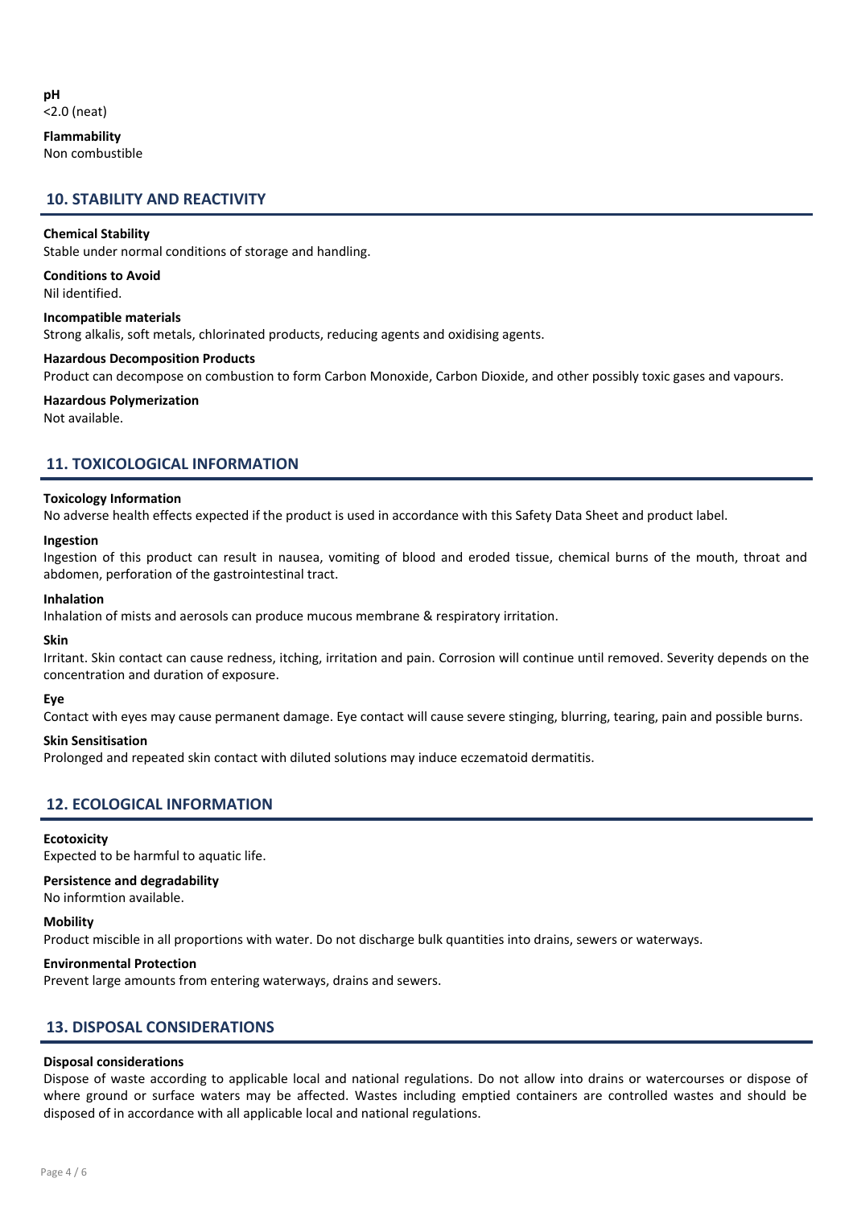**pH**
<2.0 (neat)

**Flammability**
Non combustible

## 10. STABILITY AND REACTIVITY

**Chemical Stability**
Stable under normal conditions of storage and handling.

**Conditions to Avoid**
Nil identified.

**Incompatible materials**
Strong alkalis, soft metals, chlorinated products, reducing agents and oxidising agents.

**Hazardous Decomposition Products**
Product can decompose on combustion to form Carbon Monoxide, Carbon Dioxide, and other possibly toxic gases and vapours.

**Hazardous Polymerization**
Not available.

## 11. TOXICOLOGICAL INFORMATION

**Toxicology Information**
No adverse health effects expected if the product is used in accordance with this Safety Data Sheet and product label.

**Ingestion**
Ingestion of this product can result in nausea, vomiting of blood and eroded tissue, chemical burns of the mouth, throat and abdomen, perforation of the gastrointestinal tract.

**Inhalation**
Inhalation of mists and aerosols can produce mucous membrane & respiratory irritation.

**Skin**
Irritant. Skin contact can cause redness, itching, irritation and pain. Corrosion will continue until removed. Severity depends on the concentration and duration of exposure.

**Eye**
Contact with eyes may cause permanent damage. Eye contact will cause severe stinging, blurring, tearing, pain and possible burns.

**Skin Sensitisation**
Prolonged and repeated skin contact with diluted solutions may induce eczematoid dermatitis.

## 12. ECOLOGICAL INFORMATION

**Ecotoxicity**
Expected to be harmful to aquatic life.

**Persistence and degradability**
No informtion available.

**Mobility**
Product miscible in all proportions with water. Do not discharge bulk quantities into drains, sewers or waterways.

**Environmental Protection**
Prevent large amounts from entering waterways, drains and sewers.

## 13. DISPOSAL CONSIDERATIONS

**Disposal considerations**
Dispose of waste according to applicable local and national regulations. Do not allow into drains or watercourses or dispose of where ground or surface waters may be affected. Wastes including emptied containers are controlled wastes and should be disposed of in accordance with all applicable local and national regulations.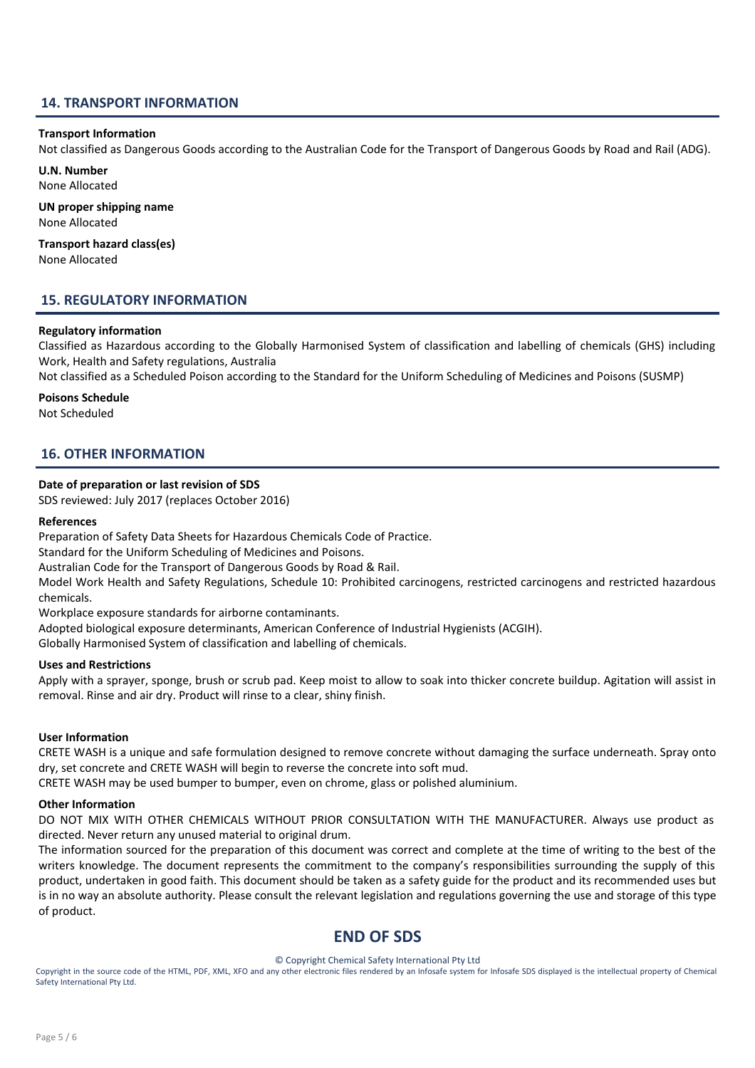## 14. TRANSPORT INFORMATION

**Transport Information**

Not classified as Dangerous Goods according to the Australian Code for the Transport of Dangerous Goods by Road and Rail (ADG).

**U.N. Number**

None Allocated

**UN proper shipping name**

None Allocated

**Transport hazard class(es)**

None Allocated

## 15. REGULATORY INFORMATION

**Regulatory information**

Classified as Hazardous according to the Globally Harmonised System of classification and labelling of chemicals (GHS) including Work, Health and Safety regulations, Australia

Not classified as a Scheduled Poison according to the Standard for the Uniform Scheduling of Medicines and Poisons (SUSMP)

**Poisons Schedule**

Not Scheduled

## 16. OTHER INFORMATION

**Date of preparation or last revision of SDS**

SDS reviewed: July 2017 (replaces October 2016)

**References**

Preparation of Safety Data Sheets for Hazardous Chemicals Code of Practice.

Standard for the Uniform Scheduling of Medicines and Poisons.

Australian Code for the Transport of Dangerous Goods by Road & Rail.

Model Work Health and Safety Regulations, Schedule 10: Prohibited carcinogens, restricted carcinogens and restricted hazardous chemicals.

Workplace exposure standards for airborne contaminants.

Adopted biological exposure determinants, American Conference of Industrial Hygienists (ACGIH).

Globally Harmonised System of classification and labelling of chemicals.

**Uses and Restrictions**

Apply with a sprayer, sponge, brush or scrub pad. Keep moist to allow to soak into thicker concrete buildup. Agitation will assist in removal. Rinse and air dry. Product will rinse to a clear, shiny finish.

**User Information**

CRETE WASH is a unique and safe formulation designed to remove concrete without damaging the surface underneath. Spray onto dry, set concrete and CRETE WASH will begin to reverse the concrete into soft mud.

CRETE WASH may be used bumper to bumper, even on chrome, glass or polished aluminium.

**Other Information**

DO NOT MIX WITH OTHER CHEMICALS WITHOUT PRIOR CONSULTATION WITH THE MANUFACTURER. Always use product as directed. Never return any unused material to original drum.

The information sourced for the preparation of this document was correct and complete at the time of writing to the best of the writers knowledge. The document represents the commitment to the company's responsibilities surrounding the supply of this product, undertaken in good faith. This document should be taken as a safety guide for the product and its recommended uses but is in no way an absolute authority. Please consult the relevant legislation and regulations governing the use and storage of this type of product.

## END OF SDS

© Copyright Chemical Safety International Pty Ltd

Copyright in the source code of the HTML, PDF, XML, XFO and any other electronic files rendered by an Infosafe system for Infosafe SDS displayed is the intellectual property of Chemical Safety International Pty Ltd.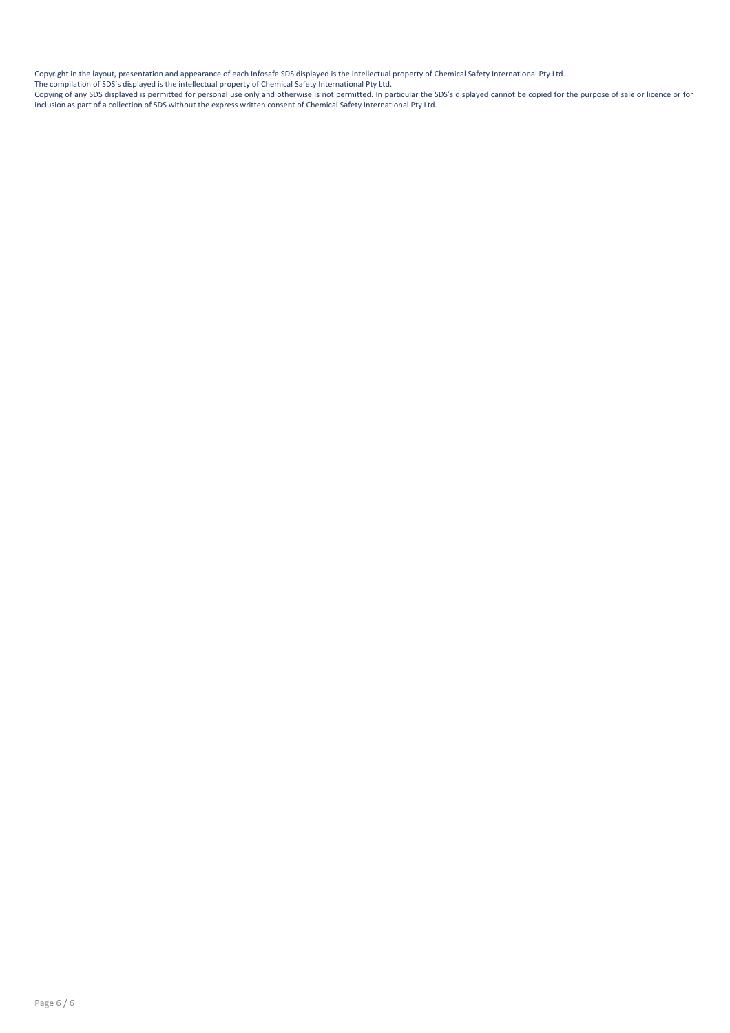Copyright in the layout, presentation and appearance of each Infosafe SDS displayed is the intellectual property of Chemical Safety International Pty Ltd.
The compilation of SDS's displayed is the intellectual property of Chemical Safety International Pty Ltd.
Copying of any SDS displayed is permitted for personal use only and otherwise is not permitted. In particular the SDS's displayed cannot be copied for the purpose of sale or licence or for inclusion as part of a collection of SDS without the express written consent of Chemical Safety International Pty Ltd.